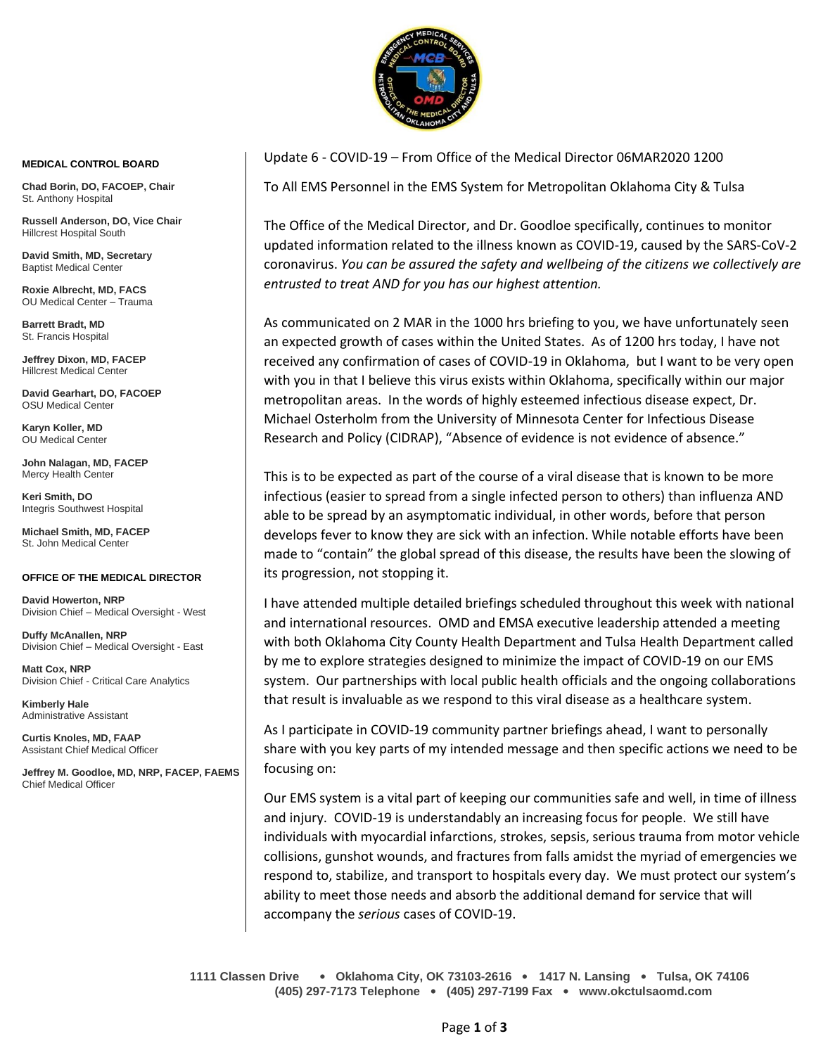**MEDICAL CONTROL BOARD**

**Chad Borin, DO, FACOEP, Chair**
St. Anthony Hospital

**Russell Anderson, DO, Vice Chair**
Hillcrest Hospital South

**David Smith, MD, Secretary**
Baptist Medical Center

**Roxie Albrecht, MD, FACS**
OU Medical Center – Trauma

**Barrett Bradt, MD**
St. Francis Hospital

**Jeffrey Dixon, MD, FACEP**
Hillcrest Medical Center

**David Gearhart, DO, FACOEP**
OSU Medical Center

**Karyn Koller, MD**
OU Medical Center

**John Nalagan, MD, FACEP**
Mercy Health Center

**Keri Smith, DO**
Integris Southwest Hospital

**Michael Smith, MD, FACEP**
St. John Medical Center

**OFFICE OF THE MEDICAL DIRECTOR**

**David Howerton, NRP**
Division Chief – Medical Oversight - West

**Duffy McAnallen, NRP**
Division Chief – Medical Oversight - East

**Matt Cox, NRP**
Division Chief - Critical Care Analytics

**Kimberly Hale**
Administrative Assistant

**Curtis Knoles, MD, FAAP**
Assistant Chief Medical Officer

**Jeffrey M. Goodloe, MD, NRP, FACEP, FAEMS**
Chief Medical Officer

Update 6 - COVID-19 – From Office of the Medical Director 06MAR2020 1200

To All EMS Personnel in the EMS System for Metropolitan Oklahoma City & Tulsa

The Office of the Medical Director, and Dr. Goodloe specifically, continues to monitor updated information related to the illness known as COVID-19, caused by the SARS-CoV-2 coronavirus. *You can be assured the safety and wellbeing of the citizens we collectively are entrusted to treat AND for you has our highest attention.*

As communicated on 2 MAR in the 1000 hrs briefing to you, we have unfortunately seen an expected growth of cases within the United States. As of 1200 hrs today, I have not received any confirmation of cases of COVID-19 in Oklahoma, but I want to be very open with you in that I believe this virus exists within Oklahoma, specifically within our major metropolitan areas. In the words of highly esteemed infectious disease expect, Dr. Michael Osterholm from the University of Minnesota Center for Infectious Disease Research and Policy (CIDRAP), "Absence of evidence is not evidence of absence."

This is to be expected as part of the course of a viral disease that is known to be more infectious (easier to spread from a single infected person to others) than influenza AND able to be spread by an asymptomatic individual, in other words, before that person develops fever to know they are sick with an infection. While notable efforts have been made to "contain" the global spread of this disease, the results have been the slowing of its progression, not stopping it.

I have attended multiple detailed briefings scheduled throughout this week with national and international resources. OMD and EMSA executive leadership attended a meeting with both Oklahoma City County Health Department and Tulsa Health Department called by me to explore strategies designed to minimize the impact of COVID-19 on our EMS system. Our partnerships with local public health officials and the ongoing collaborations that result is invaluable as we respond to this viral disease as a healthcare system.

As I participate in COVID-19 community partner briefings ahead, I want to personally share with you key parts of my intended message and then specific actions we need to be focusing on:

Our EMS system is a vital part of keeping our communities safe and well, in time of illness and injury. COVID-19 is understandably an increasing focus for people. We still have individuals with myocardial infarctions, strokes, sepsis, serious trauma from motor vehicle collisions, gunshot wounds, and fractures from falls amidst the myriad of emergencies we respond to, stabilize, and transport to hospitals every day. We must protect our system's ability to meet those needs and absorb the additional demand for service that will accompany the *serious* cases of COVID-19.

1111 Classen Drive • Oklahoma City, OK 73103-2616 • 1417 N. Lansing • Tulsa, OK 74106
(405) 297-7173 Telephone • (405) 297-7199 Fax • www.okctulsaomd.com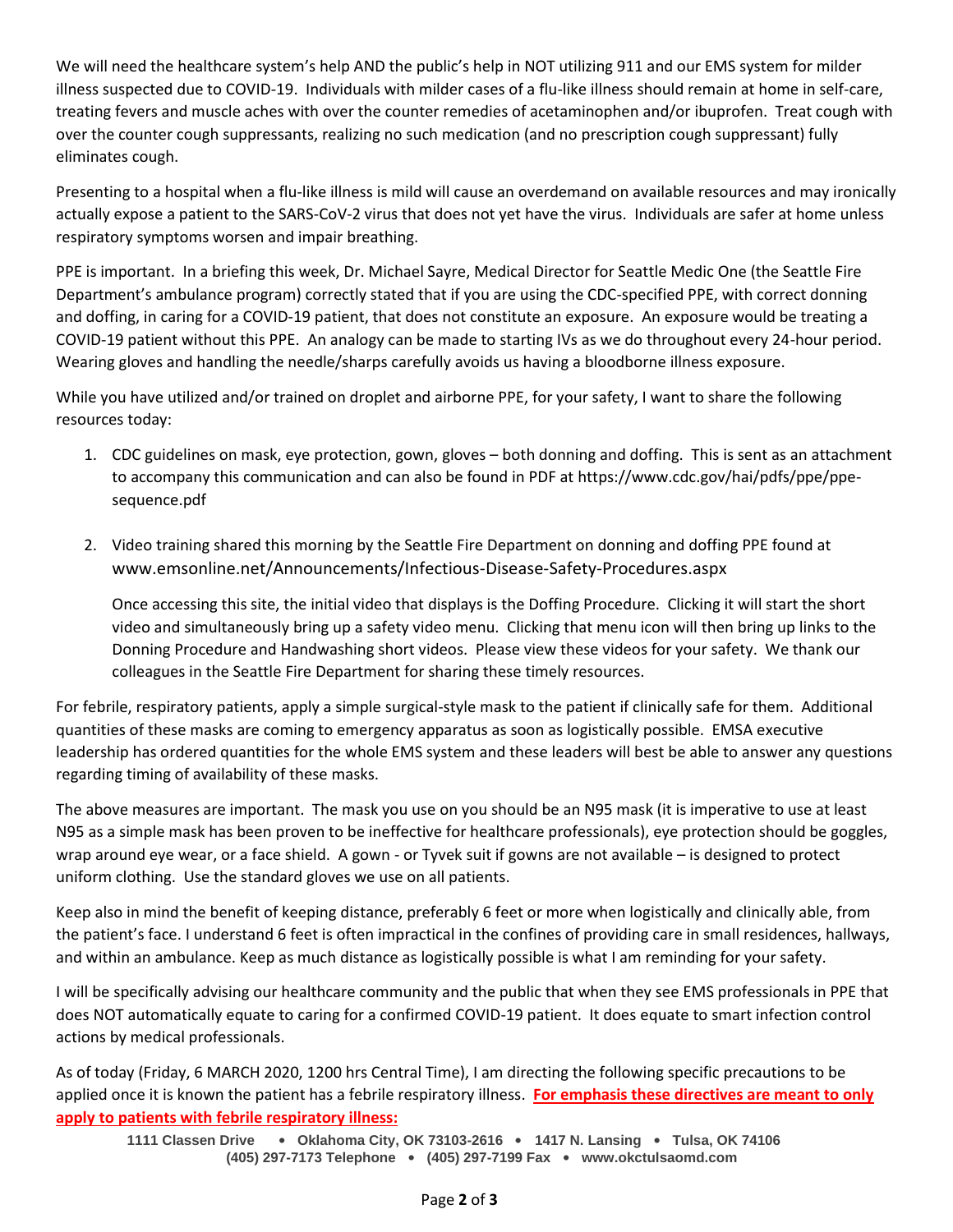We will need the healthcare system's help AND the public's help in NOT utilizing 911 and our EMS system for milder illness suspected due to COVID-19. Individuals with milder cases of a flu-like illness should remain at home in self-care, treating fevers and muscle aches with over the counter remedies of acetaminophen and/or ibuprofen. Treat cough with over the counter cough suppressants, realizing no such medication (and no prescription cough suppressant) fully eliminates cough.

Presenting to a hospital when a flu-like illness is mild will cause an overdemand on available resources and may ironically actually expose a patient to the SARS-CoV-2 virus that does not yet have the virus. Individuals are safer at home unless respiratory symptoms worsen and impair breathing.

PPE is important. In a briefing this week, Dr. Michael Sayre, Medical Director for Seattle Medic One (the Seattle Fire Department's ambulance program) correctly stated that if you are using the CDC-specified PPE, with correct donning and doffing, in caring for a COVID-19 patient, that does not constitute an exposure. An exposure would be treating a COVID-19 patient without this PPE. An analogy can be made to starting IVs as we do throughout every 24-hour period. Wearing gloves and handling the needle/sharps carefully avoids us having a bloodborne illness exposure.

While you have utilized and/or trained on droplet and airborne PPE, for your safety, I want to share the following resources today:

1. CDC guidelines on mask, eye protection, gown, gloves – both donning and doffing. This is sent as an attachment to accompany this communication and can also be found in PDF at https://www.cdc.gov/hai/pdfs/ppe/ppe-sequence.pdf

2. Video training shared this morning by the Seattle Fire Department on donning and doffing PPE found at www.emsonline.net/Announcements/Infectious-Disease-Safety-Procedures.aspx

   Once accessing this site, the initial video that displays is the Doffing Procedure. Clicking it will start the short video and simultaneously bring up a safety video menu. Clicking that menu icon will then bring up links to the Donning Procedure and Handwashing short videos. Please view these videos for your safety. We thank our colleagues in the Seattle Fire Department for sharing these timely resources.

For febrile, respiratory patients, apply a simple surgical-style mask to the patient if clinically safe for them. Additional quantities of these masks are coming to emergency apparatus as soon as logistically possible. EMSA executive leadership has ordered quantities for the whole EMS system and these leaders will best be able to answer any questions regarding timing of availability of these masks.

The above measures are important. The mask you use on you should be an N95 mask (it is imperative to use at least N95 as a simple mask has been proven to be ineffective for healthcare professionals), eye protection should be goggles, wrap around eye wear, or a face shield. A gown - or Tyvek suit if gowns are not available – is designed to protect uniform clothing. Use the standard gloves we use on all patients.

Keep also in mind the benefit of keeping distance, preferably 6 feet or more when logistically and clinically able, from the patient's face. I understand 6 feet is often impractical in the confines of providing care in small residences, hallways, and within an ambulance. Keep as much distance as logistically possible is what I am reminding for your safety.

I will be specifically advising our healthcare community and the public that when they see EMS professionals in PPE that does NOT automatically equate to caring for a confirmed COVID-19 patient. It does equate to smart infection control actions by medical professionals.

As of today (Friday, 6 MARCH 2020, 1200 hrs Central Time), I am directing the following specific precautions to be applied once it is known the patient has a febrile respiratory illness. **For emphasis these directives are meant to only apply to patients with febrile respiratory illness:**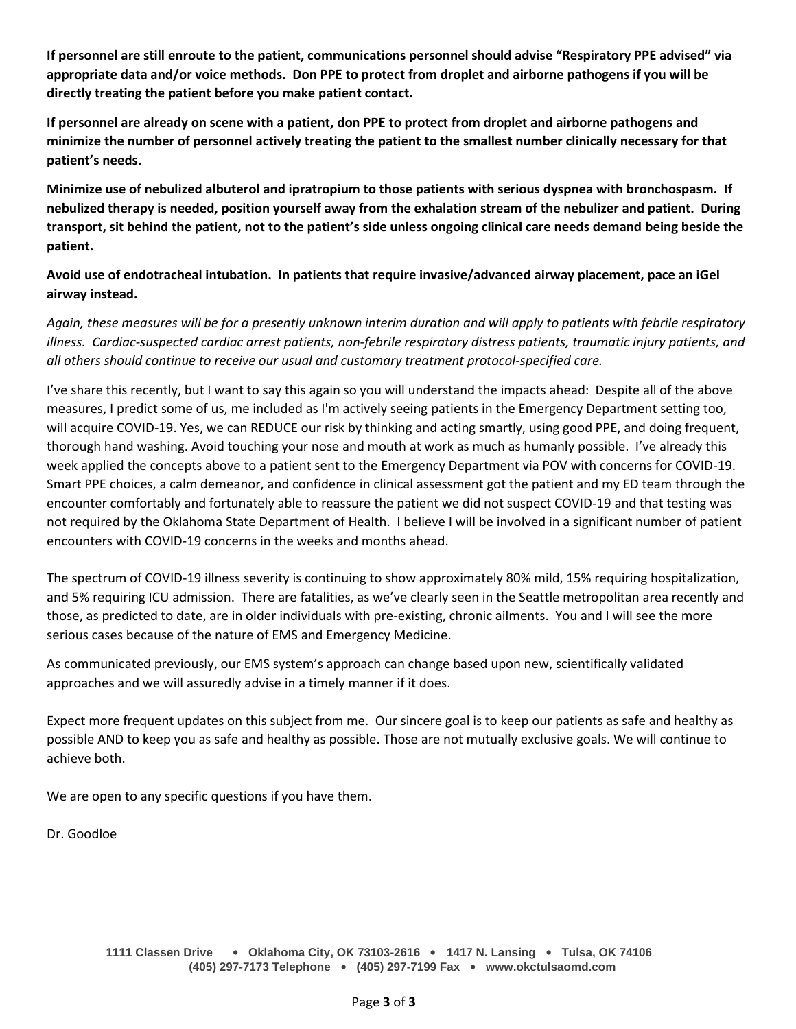**If personnel are still enroute to the patient, communications personnel should advise "Respiratory PPE advised" via appropriate data and/or voice methods. Don PPE to protect from droplet and airborne pathogens if you will be directly treating the patient before you make patient contact.**

**If personnel are already on scene with a patient, don PPE to protect from droplet and airborne pathogens and minimize the number of personnel actively treating the patient to the smallest number clinically necessary for that patient's needs.**

**Minimize use of nebulized albuterol and ipratropium to those patients with serious dyspnea with bronchospasm. If nebulized therapy is needed, position yourself away from the exhalation stream of the nebulizer and patient. During transport, sit behind the patient, not to the patient's side unless ongoing clinical care needs demand being beside the patient.**

**Avoid use of endotracheal intubation. In patients that require invasive/advanced airway placement, pace an iGel airway instead.**

*Again, these measures will be for a presently unknown interim duration and will apply to patients with febrile respiratory illness. Cardiac-suspected cardiac arrest patients, non-febrile respiratory distress patients, traumatic injury patients, and all others should continue to receive our usual and customary treatment protocol-specified care.*

I've share this recently, but I want to say this again so you will understand the impacts ahead: Despite all of the above measures, I predict some of us, me included as I'm actively seeing patients in the Emergency Department setting too, will acquire COVID-19. Yes, we can REDUCE our risk by thinking and acting smartly, using good PPE, and doing frequent, thorough hand washing. Avoid touching your nose and mouth at work as much as humanly possible. I've already this week applied the concepts above to a patient sent to the Emergency Department via POV with concerns for COVID-19. Smart PPE choices, a calm demeanor, and confidence in clinical assessment got the patient and my ED team through the encounter comfortably and fortunately able to reassure the patient we did not suspect COVID-19 and that testing was not required by the Oklahoma State Department of Health. I believe I will be involved in a significant number of patient encounters with COVID-19 concerns in the weeks and months ahead.

The spectrum of COVID-19 illness severity is continuing to show approximately 80% mild, 15% requiring hospitalization, and 5% requiring ICU admission. There are fatalities, as we've clearly seen in the Seattle metropolitan area recently and those, as predicted to date, are in older individuals with pre-existing, chronic ailments. You and I will see the more serious cases because of the nature of EMS and Emergency Medicine.

As communicated previously, our EMS system's approach can change based upon new, scientifically validated approaches and we will assuredly advise in a timely manner if it does.

Expect more frequent updates on this subject from me. Our sincere goal is to keep our patients as safe and healthy as possible AND to keep you as safe and healthy as possible. Those are not mutually exclusive goals. We will continue to achieve both.

We are open to any specific questions if you have them.

Dr. Goodloe

**1111 Classen Drive • Oklahoma City, OK 73103-2616 • 1417 N. Lansing • Tulsa, OK 74106**
**(405) 297-7173 Telephone • (405) 297-7199 Fax • www.okctulsaomd.com**